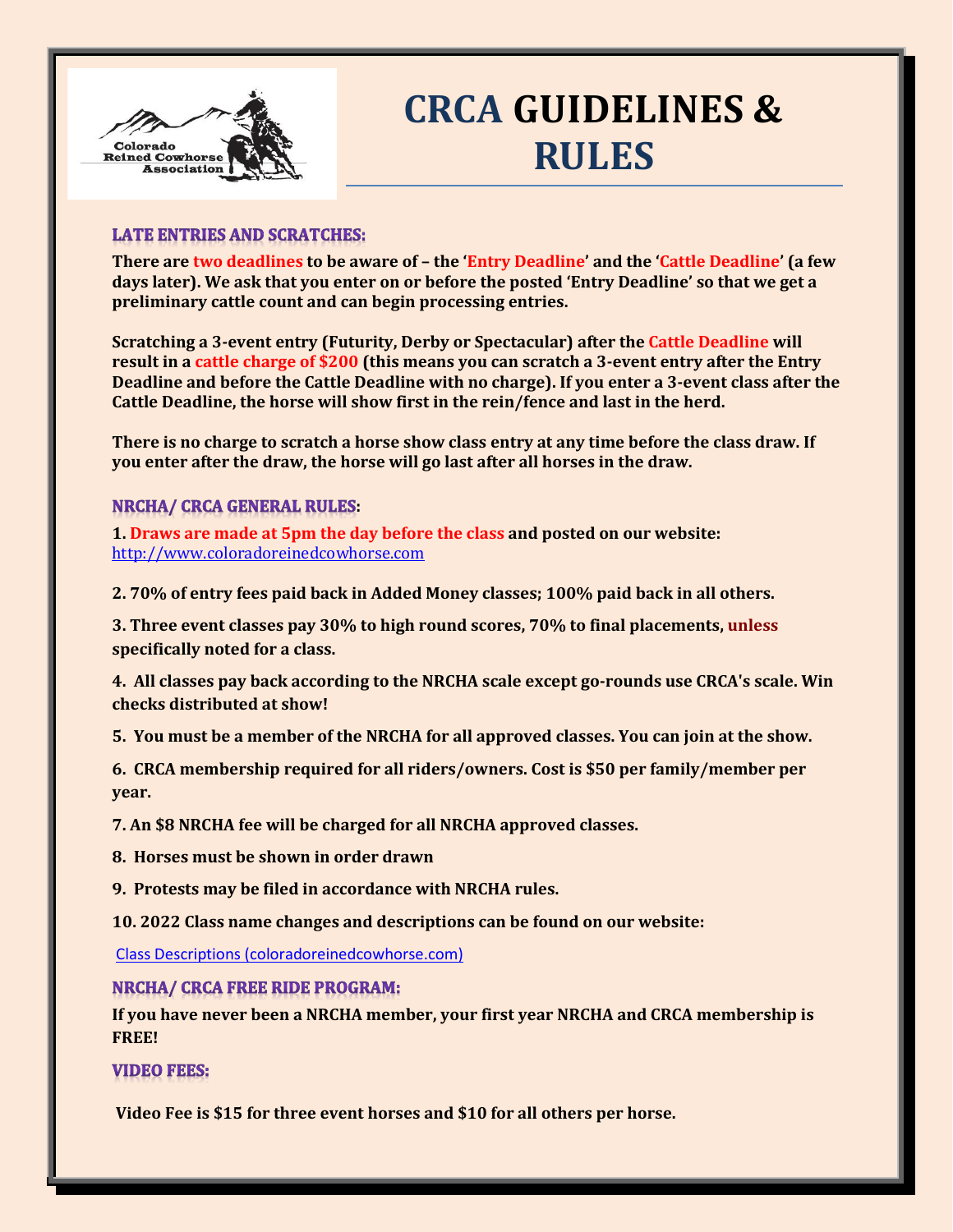# CRCA GUIDELINES & RULES

## LATE ENTRIES AND SCRATCHES:

**There are two deadlines to be aware of – the 'Entry Deadline' and the 'Cattle Deadline' (a few days later). We ask that you enter on or before the posted 'Entry Deadline' so that we get a preliminary cattle count and can begin processing entries.**

**Scratching a 3-event entry (Futurity, Derby or Spectacular) after the Cattle Deadline will result in a cattle charge of $200 (this means you can scratch a 3-event entry after the Entry Deadline and before the Cattle Deadline with no charge). If you enter a 3-event class after the Cattle Deadline, the horse will show first in the rein/fence and last in the herd.**

**There is no charge to scratch a horse show class entry at any time before the class draw. If you enter after the draw, the horse will go last after all horses in the draw.**

## NRCHA/ CRCA GENERAL RULES:

**1. Draws are made at 5pm the day before the class and posted on our website:** http://www.coloradoreinedcowhorse.com

**2. 70% of entry fees paid back in Added Money classes; 100% paid back in all others.**

**3. Three event classes pay 30% to high round scores, 70% to final placements, unless specifically noted for a class.**

**4. All classes pay back according to the NRCHA scale except go-rounds use CRCA's scale. Win checks distributed at show!**

**5. You must be a member of the NRCHA for all approved classes. You can join at the show.**

**6. CRCA membership required for all riders/owners. Cost is $50 per family/member per year.**

**7. An $8 NRCHA fee will be charged for all NRCHA approved classes.**

**8. Horses must be shown in order drawn**

**9. Protests may be filed in accordance with NRCHA rules.**

**10. 2022 Class name changes and descriptions can be found on our website:**

Class Descriptions (coloradoreinedcowhorse.com)

## NRCHA/ CRCA FREE RIDE PROGRAM:

**If you have never been a NRCHA member, your first year NRCHA and CRCA membership is FREE!**

## VIDEO FEES:

**Video Fee is $15 for three event horses and $10 for all others per horse.**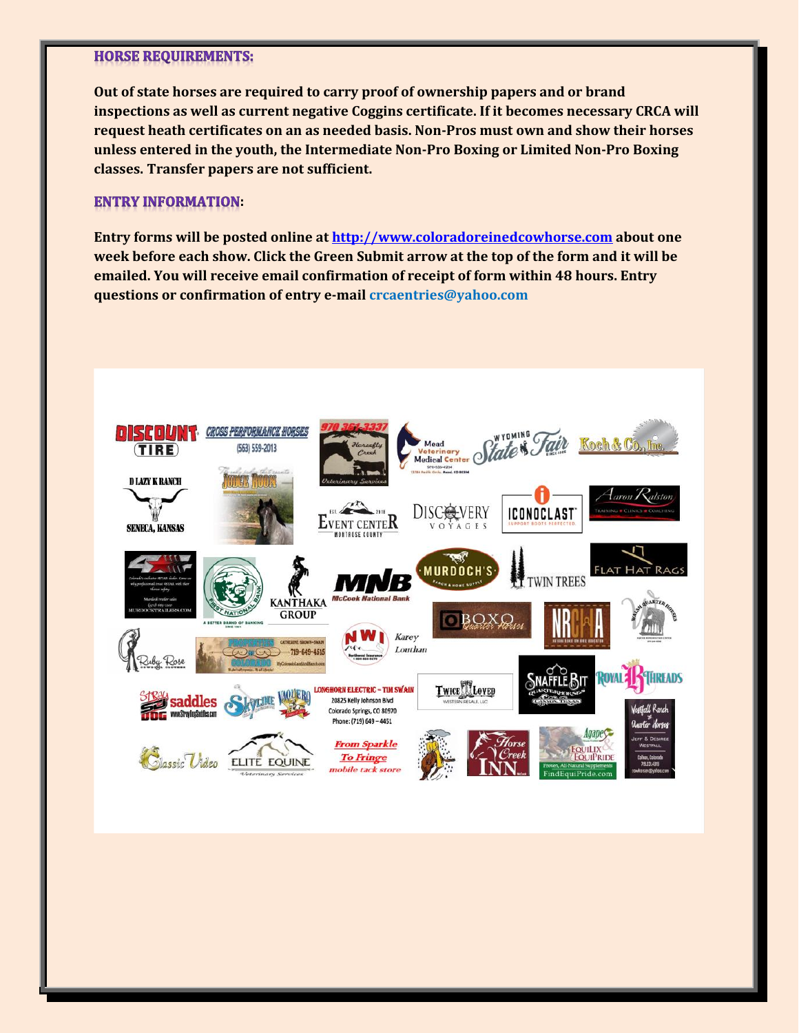## HORSE REQUIREMENTS:

**Out of state horses are required to carry proof of ownership papers and or brand inspections as well as current negative Coggins certificate. If it becomes necessary CRCA will request heath certificates on an as needed basis. Non-Pros must own and show their horses unless entered in the youth, the Intermediate Non-Pro Boxing or Limited Non-Pro Boxing classes. Transfer papers are not sufficient.**

## ENTRY INFORMATION:

**Entry forms will be posted online at [http://www.coloradoreinedcowhorse.com](http://www.coloradoreinedcowhorse.com) about one week before each show. Click the Green Submit arrow at the top of the form and it will be emailed. You will receive email confirmation of receipt of form within 48 hours. Entry questions or confirmation of entry e-mail crcaentries@yahoo.com**